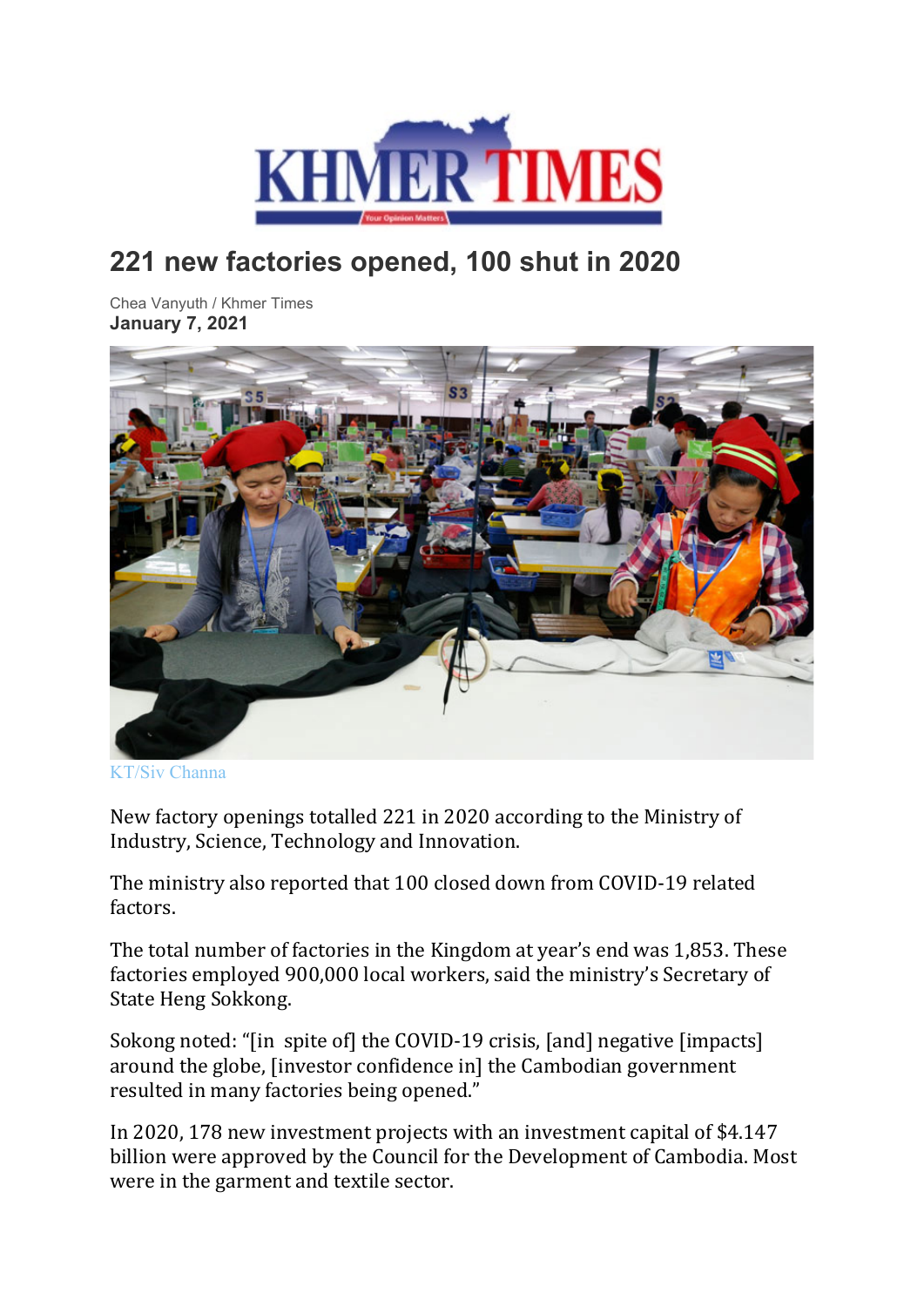KHMER TIMES

Your Opinion Matters

# 221 new factories opened, 100 shut in 2020

Chea Vanyuth / Khmer Times

**January 7, 2021**

KT/Siv Channa

New factory openings totalled 221 in 2020 according to the Ministry of Industry, Science, Technology and Innovation.

The ministry also reported that 100 closed down from COVID-19 related factors.

The total number of factories in the Kingdom at year's end was 1,853. These factories employed 900,000 local workers, said the ministry's Secretary of State Heng Sokkong.

Sokong noted: "[in spite of] the COVID-19 crisis, [and] negative [impacts] around the globe, [investor confidence in] the Cambodian government resulted in many factories being opened."

In 2020, 178 new investment projects with an investment capital of $4.147 billion were approved by the Council for the Development of Cambodia. Most were in the garment and textile sector.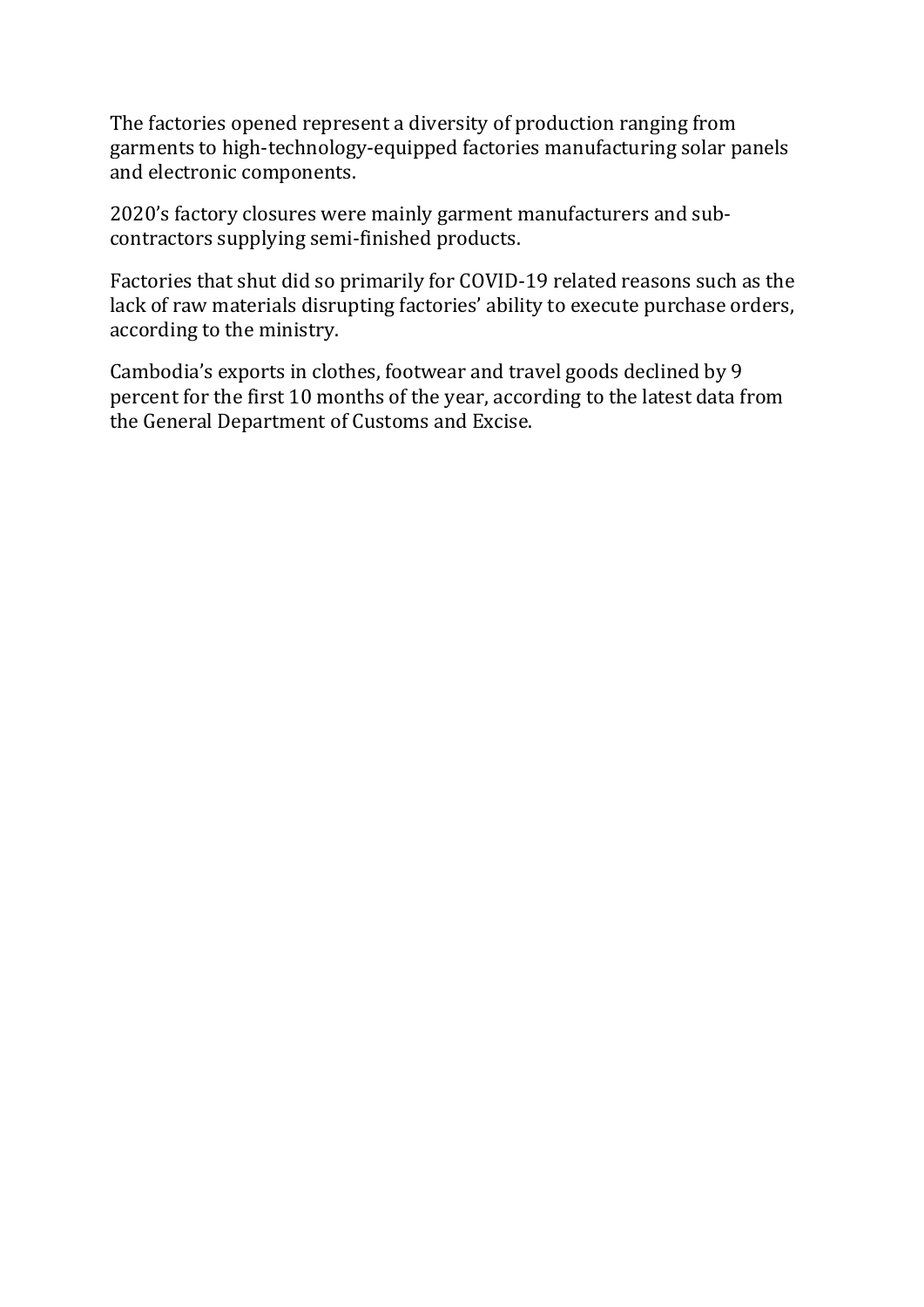The factories opened represent a diversity of production ranging from garments to high-technology-equipped factories manufacturing solar panels and electronic components.

2020's factory closures were mainly garment manufacturers and sub-contractors supplying semi-finished products.

Factories that shut did so primarily for COVID-19 related reasons such as the lack of raw materials disrupting factories' ability to execute purchase orders, according to the ministry.

Cambodia's exports in clothes, footwear and travel goods declined by 9 percent for the first 10 months of the year, according to the latest data from the General Department of Customs and Excise.